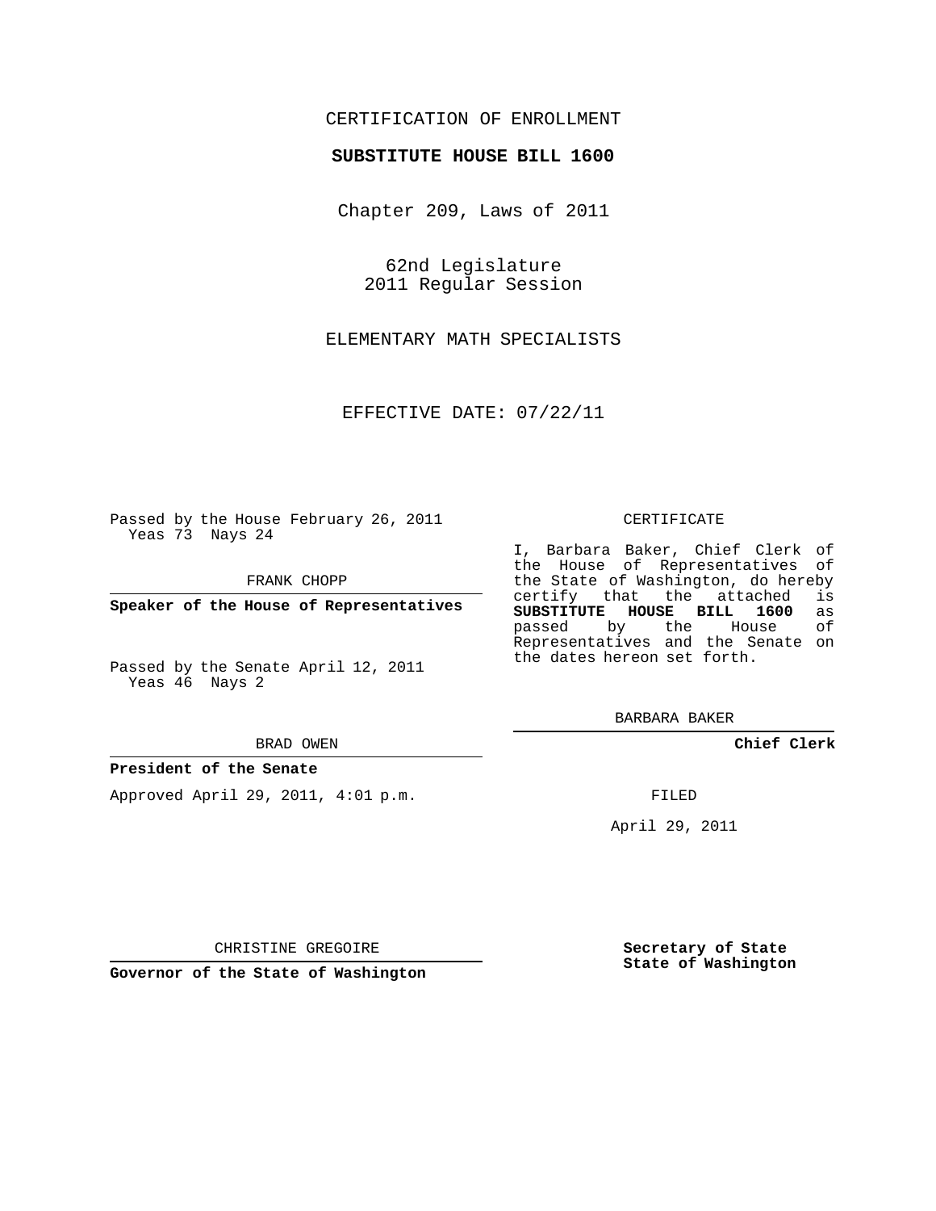CERTIFICATION OF ENROLLMENT

**SUBSTITUTE HOUSE BILL 1600**

Chapter 209, Laws of 2011

62nd Legislature
2011 Regular Session

ELEMENTARY MATH SPECIALISTS

EFFECTIVE DATE: 07/22/11

Passed by the House February 26, 2011
Yeas 73 Nays 24

FRANK CHOPP

**Speaker of the House of Representatives**

Passed by the Senate April 12, 2011
Yeas 46 Nays 2

BRAD OWEN

**President of the Senate**

Approved April 29, 2011, 4:01 p.m.

CHRISTINE GREGOIRE

**Governor of the State of Washington**

CERTIFICATE

I, Barbara Baker, Chief Clerk of the House of Representatives of the State of Washington, do hereby certify that the attached is **SUBSTITUTE HOUSE BILL 1600** as passed by the House of Representatives and the Senate on the dates hereon set forth.

BARBARA BAKER

**Chief Clerk**

FILED

April 29, 2011

**Secretary of State**
**State of Washington**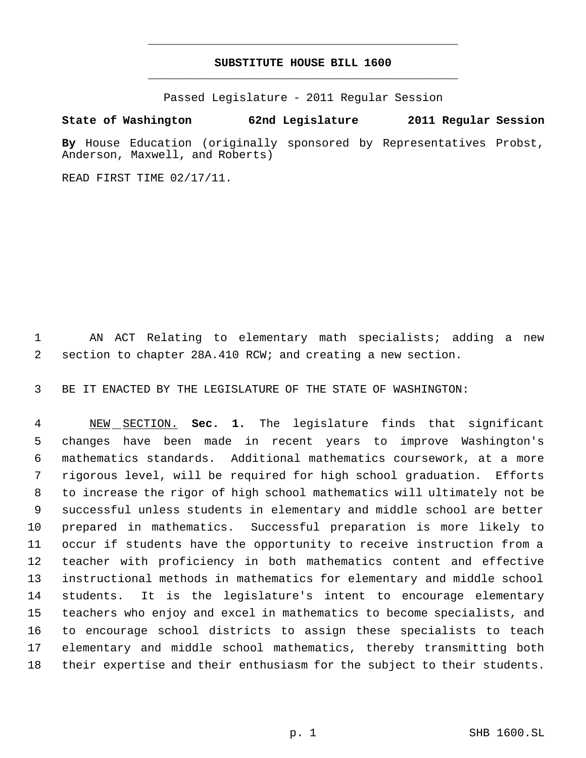**SUBSTITUTE HOUSE BILL 1600**

Passed Legislature - 2011 Regular Session

**State of Washington 62nd Legislature 2011 Regular Session**

**By** House Education (originally sponsored by Representatives Probst, Anderson, Maxwell, and Roberts)

READ FIRST TIME 02/17/11.

1 AN ACT Relating to elementary math specialists; adding a new
2 section to chapter 28A.410 RCW; and creating a new section.

3 BE IT ENACTED BY THE LEGISLATURE OF THE STATE OF WASHINGTON:

4 NEW SECTION. **Sec. 1.** The legislature finds that significant
5 changes have been made in recent years to improve Washington's
6 mathematics standards. Additional mathematics coursework, at a more
7 rigorous level, will be required for high school graduation. Efforts
8 to increase the rigor of high school mathematics will ultimately not be
9 successful unless students in elementary and middle school are better
10 prepared in mathematics. Successful preparation is more likely to
11 occur if students have the opportunity to receive instruction from a
12 teacher with proficiency in both mathematics content and effective
13 instructional methods in mathematics for elementary and middle school
14 students. It is the legislature's intent to encourage elementary
15 teachers who enjoy and excel in mathematics to become specialists, and
16 to encourage school districts to assign these specialists to teach
17 elementary and middle school mathematics, thereby transmitting both
18 their expertise and their enthusiasm for the subject to their students.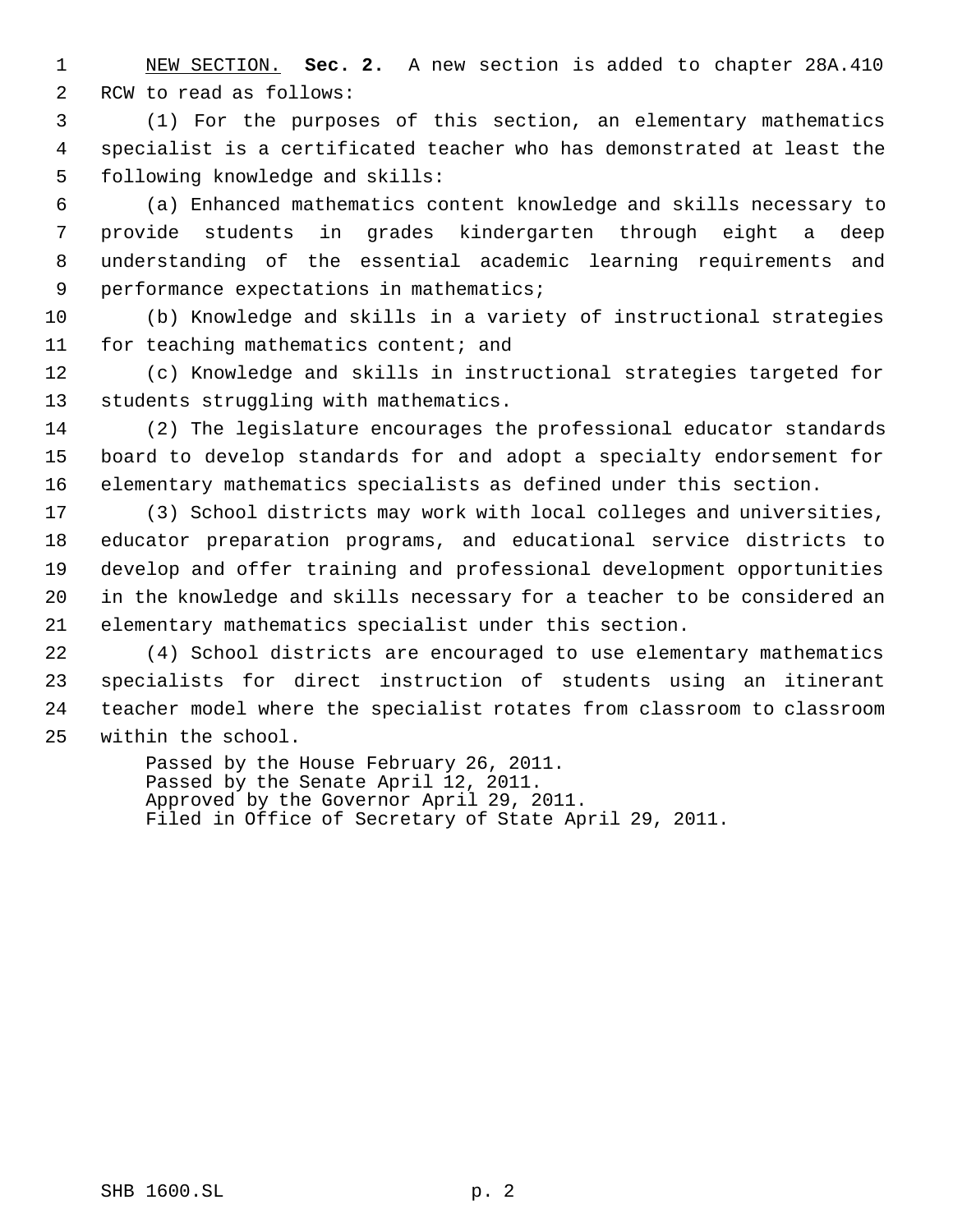NEW SECTION. **Sec. 2.** A new section is added to chapter 28A.410 RCW to read as follows:

(1) For the purposes of this section, an elementary mathematics specialist is a certificated teacher who has demonstrated at least the following knowledge and skills:

(a) Enhanced mathematics content knowledge and skills necessary to provide students in grades kindergarten through eight a deep understanding of the essential academic learning requirements and performance expectations in mathematics;

(b) Knowledge and skills in a variety of instructional strategies for teaching mathematics content; and

(c) Knowledge and skills in instructional strategies targeted for students struggling with mathematics.

(2) The legislature encourages the professional educator standards board to develop standards for and adopt a specialty endorsement for elementary mathematics specialists as defined under this section.

(3) School districts may work with local colleges and universities, educator preparation programs, and educational service districts to develop and offer training and professional development opportunities in the knowledge and skills necessary for a teacher to be considered an elementary mathematics specialist under this section.

(4) School districts are encouraged to use elementary mathematics specialists for direct instruction of students using an itinerant teacher model where the specialist rotates from classroom to classroom within the school.

Passed by the House February 26, 2011.
Passed by the Senate April 12, 2011.
Approved by the Governor April 29, 2011.
Filed in Office of Secretary of State April 29, 2011.